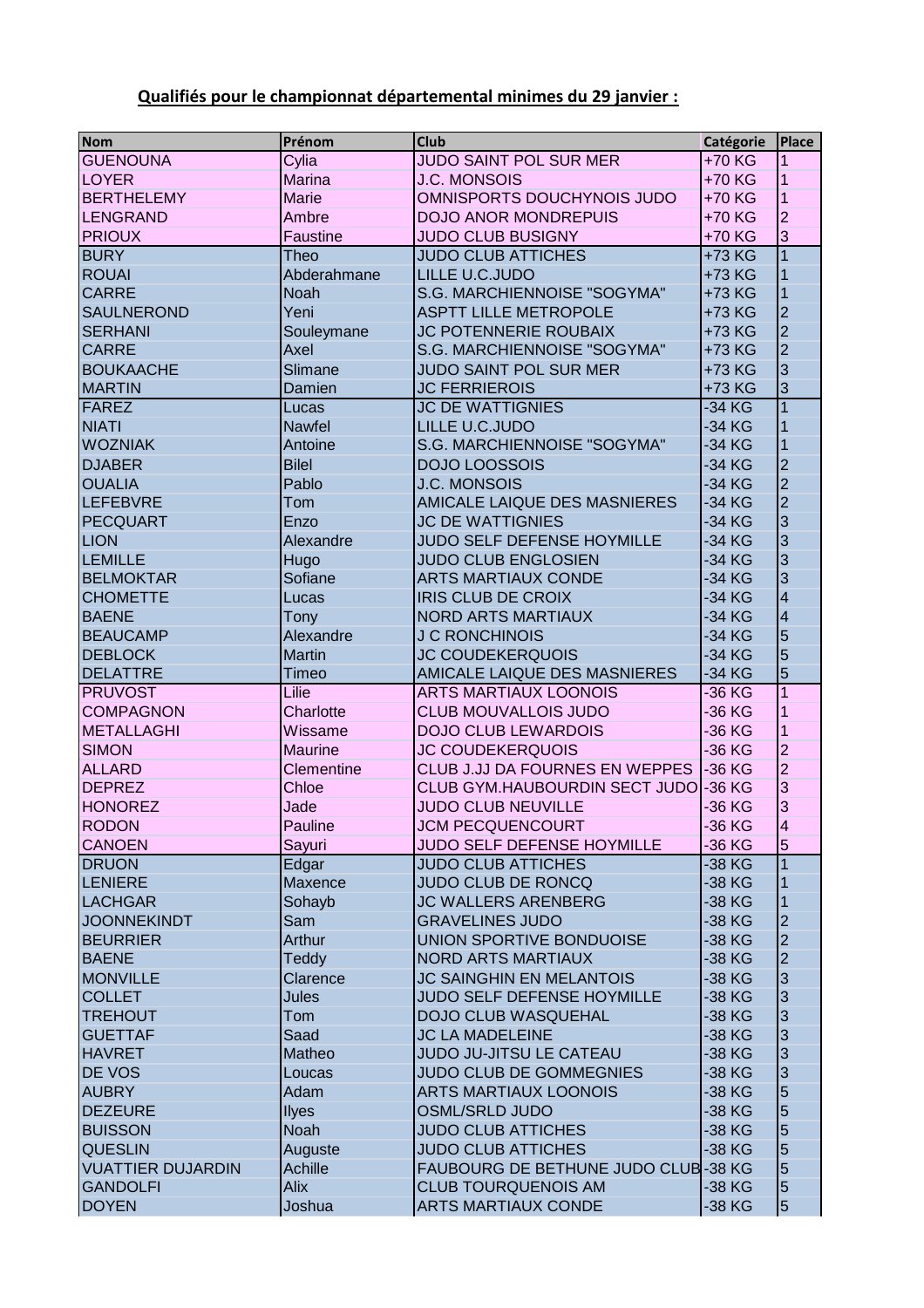**Qualifiés pour le championnat départemental minimes du 29 janvier :**

| Nom | Prénom | Club | Catégorie | Place |
|---|---|---|---|---|
| GUENOUNA | Cylia | JUDO SAINT POL SUR MER | +70 KG | 1 |
| LOYER | Marina | J.C. MONSOIS | +70 KG | 1 |
| BERTHELEMY | Marie | OMNISPORTS DOUCHYNOIS JUDO | +70 KG | 1 |
| LENGRAND | Ambre | DOJO ANOR MONDREPUIS | +70 KG | 2 |
| PRIOUX | Faustine | JUDO CLUB BUSIGNY | +70 KG | 3 |
| BURY | Theo | JUDO CLUB ATTICHES | +73 KG | 1 |
| ROUAI | Abderahmane | LILLE U.C.JUDO | +73 KG | 1 |
| CARRE | Noah | S.G. MARCHIENNOISE "SOGYMA" | +73 KG | 1 |
| SAULNEROND | Yeni | ASPTT LILLE METROPOLE | +73 KG | 2 |
| SERHANI | Souleymane | JC POTENNERIE ROUBAIX | +73 KG | 2 |
| CARRE | Axel | S.G. MARCHIENNOISE "SOGYMA" | +73 KG | 2 |
| BOUKAACHE | Slimane | JUDO SAINT POL SUR MER | +73 KG | 3 |
| MARTIN | Damien | JC FERRIEROIS | +73 KG | 3 |
| FAREZ | Lucas | JC DE WATTIGNIES | -34 KG | 1 |
| NIATI | Nawfel | LILLE U.C.JUDO | -34 KG | 1 |
| WOZNIAK | Antoine | S.G. MARCHIENNOISE "SOGYMA" | -34 KG | 1 |
| DJABER | Bilel | DOJO LOOSSOIS | -34 KG | 2 |
| OUALIA | Pablo | J.C. MONSOIS | -34 KG | 2 |
| LEFEBVRE | Tom | AMICALE LAIQUE DES MASNIERES | -34 KG | 2 |
| PECQUART | Enzo | JC DE WATTIGNIES | -34 KG | 3 |
| LION | Alexandre | JUDO SELF DEFENSE HOYMILLE | -34 KG | 3 |
| LEMILLE | Hugo | JUDO CLUB ENGLOSIEN | -34 KG | 3 |
| BELMOKTAR | Sofiane | ARTS MARTIAUX CONDE | -34 KG | 3 |
| CHOMETTE | Lucas | IRIS CLUB DE CROIX | -34 KG | 4 |
| BAENE | Tony | NORD ARTS MARTIAUX | -34 KG | 4 |
| BEAUCAMP | Alexandre | J C RONCHINOIS | -34 KG | 5 |
| DEBLOCK | Martin | JC COUDEKERQUOIS | -34 KG | 5 |
| DELATTRE | Timeo | AMICALE LAIQUE DES MASNIERES | -34 KG | 5 |
| PRUVOST | Lilie | ARTS MARTIAUX LOONOIS | -36 KG | 1 |
| COMPAGNON | Charlotte | CLUB MOUVALLOIS JUDO | -36 KG | 1 |
| METALLAGHI | Wissame | DOJO CLUB LEWARDOIS | -36 KG | 1 |
| SIMON | Maurine | JC COUDEKERQUOIS | -36 KG | 2 |
| ALLARD | Clementine | CLUB J.JJ DA FOURNES EN WEPPES | -36 KG | 2 |
| DEPREZ | Chloe | CLUB GYM.HAUBOURDIN SECT JUDO | -36 KG | 3 |
| HONOREZ | Jade | JUDO CLUB NEUVILLE | -36 KG | 3 |
| RODON | Pauline | JCM PECQUENCOURT | -36 KG | 4 |
| CANOEN | Sayuri | JUDO SELF DEFENSE HOYMILLE | -36 KG | 5 |
| DRUON | Edgar | JUDO CLUB ATTICHES | -38 KG | 1 |
| LENIERE | Maxence | JUDO CLUB DE RONCQ | -38 KG | 1 |
| LACHGAR | Sohayb | JC WALLERS ARENBERG | -38 KG | 1 |
| JOONNEKINDT | Sam | GRAVELINES JUDO | -38 KG | 2 |
| BEURRIER | Arthur | UNION SPORTIVE BONDUOISE | -38 KG | 2 |
| BAENE | Teddy | NORD ARTS MARTIAUX | -38 KG | 2 |
| MONVILLE | Clarence | JC SAINGHIN EN MELANTOIS | -38 KG | 3 |
| COLLET | Jules | JUDO SELF DEFENSE HOYMILLE | -38 KG | 3 |
| TREHOUT | Tom | DOJO CLUB WASQUEHAL | -38 KG | 3 |
| GUETTAF | Saad | JC LA MADELEINE | -38 KG | 3 |
| HAVRET | Matheo | JUDO JU-JITSU LE CATEAU | -38 KG | 3 |
| DE VOS | Loucas | JUDO CLUB DE GOMMEGNIES | -38 KG | 3 |
| AUBRY | Adam | ARTS MARTIAUX LOONOIS | -38 KG | 5 |
| DEZEURE | Ilyes | OSML/SRLD JUDO | -38 KG | 5 |
| BUISSON | Noah | JUDO CLUB ATTICHES | -38 KG | 5 |
| QUESLIN | Auguste | JUDO CLUB ATTICHES | -38 KG | 5 |
| VUATTIER DUJARDIN | Achille | FAUBOURG DE BETHUNE JUDO CLUB | -38 KG | 5 |
| GANDOLFI | Alix | CLUB TOURQUENOIS AM | -38 KG | 5 |
| DOYEN | Joshua | ARTS MARTIAUX CONDE | -38 KG | 5 |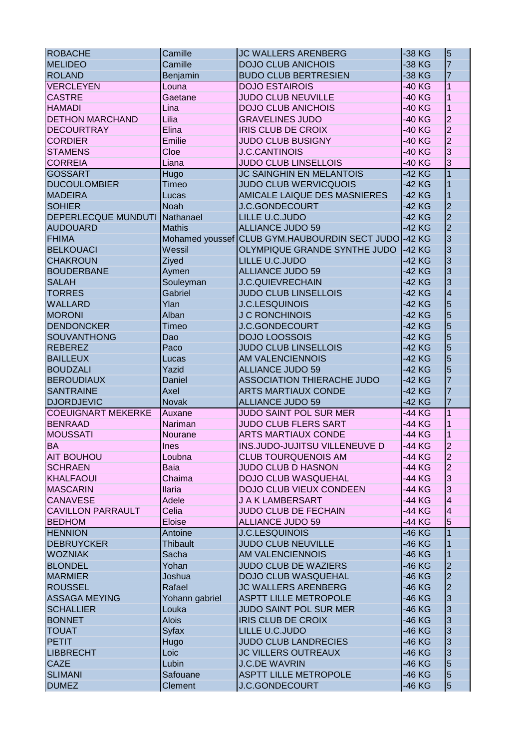| ROBACHE | Camille | JC WALLERS ARENBERG | -38 KG | 5 |
|---|---|---|---|---|
| MELIDEO | Camille | DOJO CLUB ANICHOIS | -38 KG | 7 |
| ROLAND | Benjamin | BUDO CLUB BERTRESIEN | -38 KG | 7 |
| VERCLEYEN | Louna | DOJO ESTAIROIS | -40 KG | 1 |
| CASTRE | Gaetane | JUDO CLUB NEUVILLE | -40 KG | 1 |
| HAMADI | Lina | DOJO CLUB ANICHOIS | -40 KG | 1 |
| DETHON MARCHAND | Lilia | GRAVELINES JUDO | -40 KG | 2 |
| DECOURTRAY | Elina | IRIS CLUB DE CROIX | -40 KG | 2 |
| CORDIER | Emilie | JUDO CLUB BUSIGNY | -40 KG | 2 |
| STAMENS | Cloe | J.C.CANTINOIS | -40 KG | 3 |
| CORREIA | Liana | JUDO CLUB LINSELLOIS | -40 KG | 3 |
| GOSSART | Hugo | JC SAINGHIN EN MELANTOIS | -42 KG | 1 |
| DUCOULOMBIER | Timeo | JUDO CLUB WERVICQUOIS | -42 KG | 1 |
| MADEIRA | Lucas | AMICALE LAIQUE DES MASNIERES | -42 KG | 1 |
| SOHIER | Noah | J.C.GONDECOURT | -42 KG | 2 |
| DEPERLECQUE MUNDUTI | Nathanael | LILLE U.C.JUDO | -42 KG | 2 |
| AUDOUARD | Mathis | ALLIANCE JUDO 59 | -42 KG | 2 |
| FHIMA | Mohamed youssef | CLUB GYM.HAUBOURDIN SECT JUDO | -42 KG | 3 |
| BELKOUACI | Wessil | OLYMPIQUE GRANDE SYNTHE JUDO | -42 KG | 3 |
| CHAKROUN | Ziyed | LILLE U.C.JUDO | -42 KG | 3 |
| BOUDERBANE | Aymen | ALLIANCE JUDO 59 | -42 KG | 3 |
| SALAH | Souleyman | J.C.QUIEVRECHAIN | -42 KG | 3 |
| TORRES | Gabriel | JUDO CLUB LINSELLOIS | -42 KG | 4 |
| WALLARD | Ylan | J.C.LESQUINOIS | -42 KG | 5 |
| MORONI | Alban | J C RONCHINOIS | -42 KG | 5 |
| DENDONCKER | Timeo | J.C.GONDECOURT | -42 KG | 5 |
| SOUVANTHONG | Dao | DOJO LOOSSOIS | -42 KG | 5 |
| REBEREZ | Paco | JUDO CLUB LINSELLOIS | -42 KG | 5 |
| BAILLEUX | Lucas | AM VALENCIENNOIS | -42 KG | 5 |
| BOUDZALI | Yazid | ALLIANCE JUDO 59 | -42 KG | 5 |
| BEROUDIAUX | Daniel | ASSOCIATION THIERACHE JUDO | -42 KG | 7 |
| SANTRAINE | Axel | ARTS MARTIAUX CONDE | -42 KG | 7 |
| DJORDJEVIC | Novak | ALLIANCE JUDO 59 | -42 KG | 7 |
| COEUIGNART MEKERKE | Auxane | JUDO SAINT POL SUR MER | -44 KG | 1 |
| BENRAAD | Nariman | JUDO CLUB FLERS SART | -44 KG | 1 |
| MOUSSATI | Nourane | ARTS MARTIAUX CONDE | -44 KG | 1 |
| BA | Ines | INS.JUDO-JUJITSU VILLENEUVE D | -44 KG | 2 |
| AIT BOUHOU | Loubna | CLUB TOURQUENOIS AM | -44 KG | 2 |
| SCHRAEN | Baia | JUDO CLUB D HASNON | -44 KG | 2 |
| KHALFAOUI | Chaima | DOJO CLUB WASQUEHAL | -44 KG | 3 |
| MASCARIN | Ilaria | DOJO CLUB VIEUX CONDEEN | -44 KG | 3 |
| CANAVESE | Adele | J A K LAMBERSART | -44 KG | 4 |
| CAVILLON PARRAULT | Celia | JUDO CLUB DE FECHAIN | -44 KG | 4 |
| BEDHOM | Eloise | ALLIANCE JUDO 59 | -44 KG | 5 |
| HENNION | Antoine | J.C.LESQUINOIS | -46 KG | 1 |
| DEBRUYCKER | Thibault | JUDO CLUB NEUVILLE | -46 KG | 1 |
| WOZNIAK | Sacha | AM VALENCIENNOIS | -46 KG | 1 |
| BLONDEL | Yohan | JUDO CLUB DE WAZIERS | -46 KG | 2 |
| MARMIER | Joshua | DOJO CLUB WASQUEHAL | -46 KG | 2 |
| ROUSSEL | Rafael | JC WALLERS ARENBERG | -46 KG | 2 |
| ASSAGA MEYING | Yohann gabriel | ASPTT LILLE METROPOLE | -46 KG | 3 |
| SCHALLIER | Louka | JUDO SAINT POL SUR MER | -46 KG | 3 |
| BONNET | Alois | IRIS CLUB DE CROIX | -46 KG | 3 |
| TOUAT | Syfax | LILLE U.C.JUDO | -46 KG | 3 |
| PETIT | Hugo | JUDO CLUB LANDRECIES | -46 KG | 3 |
| LIBBRECHT | Loic | JC VILLERS OUTREAUX | -46 KG | 3 |
| CAZE | Lubin | J.C.DE WAVRIN | -46 KG | 5 |
| SLIMANI | Safouane | ASPTT LILLE METROPOLE | -46 KG | 5 |
| DUMEZ | Clement | J.C.GONDECOURT | -46 KG | 5 |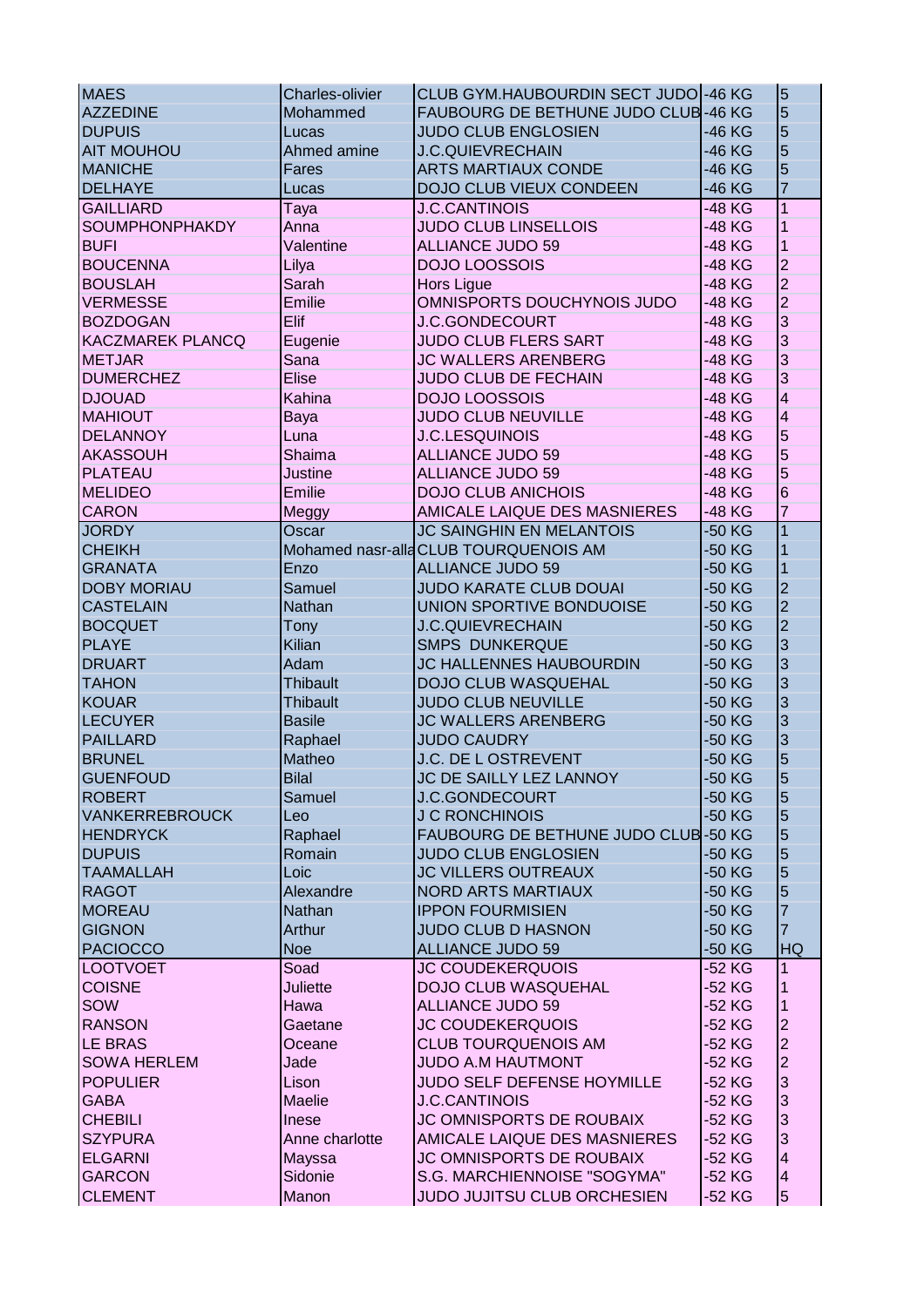| | | | | |
|---|---|---|---|---|
| MAES | Charles-olivier | CLUB GYM.HAUBOURDIN SECT JUDO | -46 KG | 5 |
| AZZEDINE | Mohammed | FAUBOURG DE BETHUNE JUDO CLUB | -46 KG | 5 |
| DUPUIS | Lucas | JUDO CLUB ENGLOSIEN | -46 KG | 5 |
| AIT MOUHOU | Ahmed amine | J.C.QUIEVRECHAIN | -46 KG | 5 |
| MANICHE | Fares | ARTS MARTIAUX CONDE | -46 KG | 5 |
| DELHAYE | Lucas | DOJO CLUB VIEUX CONDEEN | -46 KG | 7 |
| GAILLIARD | Taya | J.C.CANTINOIS | -48 KG | 1 |
| SOUMPHONPHAKDY | Anna | JUDO CLUB LINSELLOIS | -48 KG | 1 |
| BUFI | Valentine | ALLIANCE JUDO 59 | -48 KG | 1 |
| BOUCENNA | Lilya | DOJO LOOSSOIS | -48 KG | 2 |
| BOUSLAH | Sarah | Hors Ligue | -48 KG | 2 |
| VERMESSE | Emilie | OMNISPORTS DOUCHYNOIS JUDO | -48 KG | 2 |
| BOZDOGAN | Elif | J.C.GONDECOURT | -48 KG | 3 |
| KACZMAREK PLANCQ | Eugenie | JUDO CLUB FLERS SART | -48 KG | 3 |
| METJAR | Sana | JC WALLERS ARENBERG | -48 KG | 3 |
| DUMERCHEZ | Elise | JUDO CLUB DE FECHAIN | -48 KG | 3 |
| DJOUAD | Kahina | DOJO LOOSSOIS | -48 KG | 4 |
| MAHIOUT | Baya | JUDO CLUB NEUVILLE | -48 KG | 4 |
| DELANNOY | Luna | J.C.LESQUINOIS | -48 KG | 5 |
| AKASSOUH | Shaima | ALLIANCE JUDO 59 | -48 KG | 5 |
| PLATEAU | Justine | ALLIANCE JUDO 59 | -48 KG | 5 |
| MELIDEO | Emilie | DOJO CLUB ANICHOIS | -48 KG | 6 |
| CARON | Meggy | AMICALE LAIQUE DES MASNIERES | -48 KG | 7 |
| JORDY | Oscar | JC SAINGHIN EN MELANTOIS | -50 KG | 1 |
| CHEIKH | Mohamed nasr-alla | CLUB TOURQUENOIS AM | -50 KG | 1 |
| GRANATA | Enzo | ALLIANCE JUDO 59 | -50 KG | 1 |
| DOBY MORIAU | Samuel | JUDO KARATE CLUB DOUAI | -50 KG | 2 |
| CASTELAIN | Nathan | UNION SPORTIVE BONDUOISE | -50 KG | 2 |
| BOCQUET | Tony | J.C.QUIEVRECHAIN | -50 KG | 2 |
| PLAYE | Kilian | SMPS DUNKERQUE | -50 KG | 3 |
| DRUART | Adam | JC HALLENNES HAUBOURDIN | -50 KG | 3 |
| TAHON | Thibault | DOJO CLUB WASQUEHAL | -50 KG | 3 |
| KOUAR | Thibault | JUDO CLUB NEUVILLE | -50 KG | 3 |
| LECUYER | Basile | JC WALLERS ARENBERG | -50 KG | 3 |
| PAILLARD | Raphael | JUDO CAUDRY | -50 KG | 3 |
| BRUNEL | Matheo | J.C. DE L OSTREVENT | -50 KG | 5 |
| GUENFOUD | Bilal | JC DE SAILLY LEZ LANNOY | -50 KG | 5 |
| ROBERT | Samuel | J.C.GONDECOURT | -50 KG | 5 |
| VANKERREBROUCK | Leo | J C RONCHINOIS | -50 KG | 5 |
| HENDRYCK | Raphael | FAUBOURG DE BETHUNE JUDO CLUB | -50 KG | 5 |
| DUPUIS | Romain | JUDO CLUB ENGLOSIEN | -50 KG | 5 |
| TAAMALLAH | Loic | JC VILLERS OUTREAUX | -50 KG | 5 |
| RAGOT | Alexandre | NORD ARTS MARTIAUX | -50 KG | 5 |
| MOREAU | Nathan | IPPON FOURMISIEN | -50 KG | 7 |
| GIGNON | Arthur | JUDO CLUB D HASNON | -50 KG | 7 |
| PACIOCCO | Noe | ALLIANCE JUDO 59 | -50 KG | HQ |
| LOOTVOET | Soad | JC COUDEKERQUOIS | -52 KG | 1 |
| COISNE | Juliette | DOJO CLUB WASQUEHAL | -52 KG | 1 |
| SOW | Hawa | ALLIANCE JUDO 59 | -52 KG | 1 |
| RANSON | Gaetane | JC COUDEKERQUOIS | -52 KG | 2 |
| LE BRAS | Oceane | CLUB TOURQUENOIS AM | -52 KG | 2 |
| SOWA HERLEM | Jade | JUDO A.M HAUTMONT | -52 KG | 2 |
| POPULIER | Lison | JUDO SELF DEFENSE HOYMILLE | -52 KG | 3 |
| GABA | Maelie | J.C.CANTINOIS | -52 KG | 3 |
| CHEBILI | Inese | JC OMNISPORTS DE ROUBAIX | -52 KG | 3 |
| SZYPURA | Anne charlotte | AMICALE LAIQUE DES MASNIERES | -52 KG | 3 |
| ELGARNI | Mayssa | JC OMNISPORTS DE ROUBAIX | -52 KG | 4 |
| GARCON | Sidonie | S.G. MARCHIENNOISE "SOGYMA" | -52 KG | 4 |
| CLEMENT | Manon | JUDO JUJITSU CLUB ORCHESIEN | -52 KG | 5 |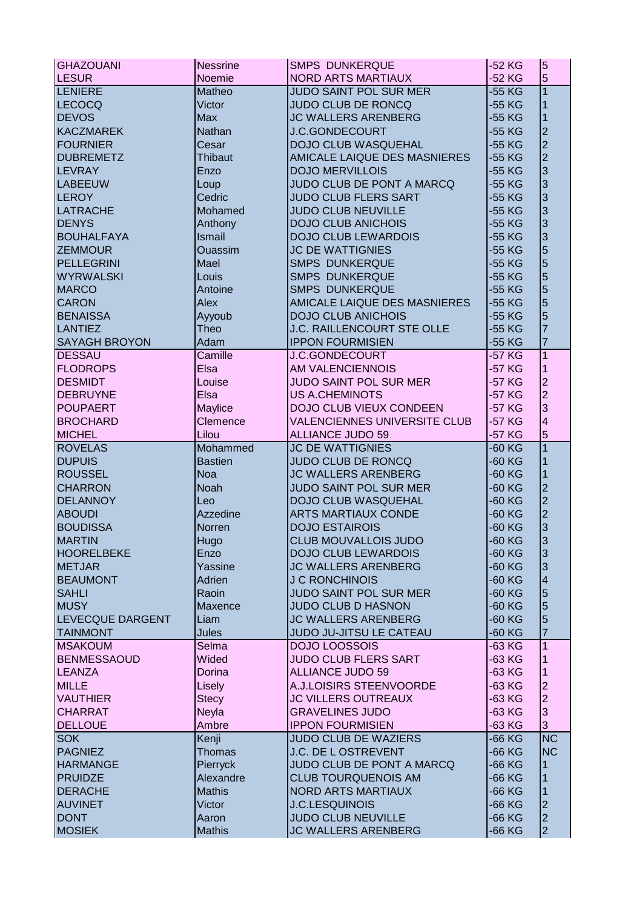| | | | | |
|---|---|---|---|---|
| GHAZOUANI | Nessrine | SMPS DUNKERQUE | -52 KG | 5 |
| LESUR | Noemie | NORD ARTS MARTIAUX | -52 KG | 5 |
| LENIERE | Matheo | JUDO SAINT POL SUR MER | -55 KG | 1 |
| LECOCQ | Victor | JUDO CLUB DE RONCQ | -55 KG | 1 |
| DEVOS | Max | JC WALLERS ARENBERG | -55 KG | 1 |
| KACZMAREK | Nathan | J.C.GONDECOURT | -55 KG | 2 |
| FOURNIER | Cesar | DOJO CLUB WASQUEHAL | -55 KG | 2 |
| DUBREMETZ | Thibaut | AMICALE LAIQUE DES MASNIERES | -55 KG | 2 |
| LEVRAY | Enzo | DOJO MERVILLOIS | -55 KG | 3 |
| LABEEUW | Loup | JUDO CLUB DE PONT A MARCQ | -55 KG | 3 |
| LEROY | Cedric | JUDO CLUB FLERS SART | -55 KG | 3 |
| LATRACHE | Mohamed | JUDO CLUB NEUVILLE | -55 KG | 3 |
| DENYS | Anthony | DOJO CLUB ANICHOIS | -55 KG | 3 |
| BOUHALFAYA | Ismail | DOJO CLUB LEWARDOIS | -55 KG | 3 |
| ZEMMOUR | Ouassim | JC DE WATTIGNIES | -55 KG | 5 |
| PELLEGRINI | Mael | SMPS DUNKERQUE | -55 KG | 5 |
| WYRWALSKI | Louis | SMPS DUNKERQUE | -55 KG | 5 |
| MARCO | Antoine | SMPS DUNKERQUE | -55 KG | 5 |
| CARON | Alex | AMICALE LAIQUE DES MASNIERES | -55 KG | 5 |
| BENAISSA | Ayyoub | DOJO CLUB ANICHOIS | -55 KG | 5 |
| LANTIEZ | Theo | J.C. RAILLENCOURT STE OLLE | -55 KG | 7 |
| SAYAGH BROYON | Adam | IPPON FOURMISIEN | -55 KG | 7 |
| DESSAU | Camille | J.C.GONDECOURT | -57 KG | 1 |
| FLODROPS | Elsa | AM VALENCIENNOIS | -57 KG | 1 |
| DESMIDT | Louise | JUDO SAINT POL SUR MER | -57 KG | 2 |
| DEBRUYNE | Elsa | US A.CHEMINOTS | -57 KG | 2 |
| POUPAERT | Maylice | DOJO CLUB VIEUX CONDEEN | -57 KG | 3 |
| BROCHARD | Clemence | VALENCIENNES UNIVERSITE CLUB | -57 KG | 4 |
| MICHEL | Lilou | ALLIANCE JUDO 59 | -57 KG | 5 |
| ROVELAS | Mohammed | JC DE WATTIGNIES | -60 KG | 1 |
| DUPUIS | Bastien | JUDO CLUB DE RONCQ | -60 KG | 1 |
| ROUSSEL | Noa | JC WALLERS ARENBERG | -60 KG | 1 |
| CHARRON | Noah | JUDO SAINT POL SUR MER | -60 KG | 2 |
| DELANNOY | Leo | DOJO CLUB WASQUEHAL | -60 KG | 2 |
| ABOUDI | Azzedine | ARTS MARTIAUX CONDE | -60 KG | 2 |
| BOUDISSA | Norren | DOJO ESTAIROIS | -60 KG | 3 |
| MARTIN | Hugo | CLUB MOUVALLOIS JUDO | -60 KG | 3 |
| HOORELBEKE | Enzo | DOJO CLUB LEWARDOIS | -60 KG | 3 |
| METJAR | Yassine | JC WALLERS ARENBERG | -60 KG | 3 |
| BEAUMONT | Adrien | J C RONCHINOIS | -60 KG | 4 |
| SAHLI | Raoin | JUDO SAINT POL SUR MER | -60 KG | 5 |
| MUSY | Maxence | JUDO CLUB D HASNON | -60 KG | 5 |
| LEVECQUE DARGENT | Liam | JC WALLERS ARENBERG | -60 KG | 5 |
| TAINMONT | Jules | JUDO JU-JITSU LE CATEAU | -60 KG | 7 |
| MSAKOUM | Selma | DOJO LOOSSOIS | -63 KG | 1 |
| BENMESSAOUD | Wided | JUDO CLUB FLERS SART | -63 KG | 1 |
| LEANZA | Dorina | ALLIANCE JUDO 59 | -63 KG | 1 |
| MILLE | Lisely | A.J.LOISIRS STEENVOORDE | -63 KG | 2 |
| VAUTHIER | Stecy | JC VILLERS OUTREAUX | -63 KG | 2 |
| CHARRAT | Neyla | GRAVELINES JUDO | -63 KG | 3 |
| DELLOUE | Ambre | IPPON FOURMISIEN | -63 KG | 3 |
| SOK | Kenji | JUDO CLUB DE WAZIERS | -66 KG | NC |
| PAGNIEZ | Thomas | J.C. DE L OSTREVENT | -66 KG | NC |
| HARMANGE | Pierryck | JUDO CLUB DE PONT A MARCQ | -66 KG | 1 |
| PRUIDZE | Alexandre | CLUB TOURQUENOIS AM | -66 KG | 1 |
| DERACHE | Mathis | NORD ARTS MARTIAUX | -66 KG | 1 |
| AUVINET | Victor | J.C.LESQUINOIS | -66 KG | 2 |
| DONT | Aaron | JUDO CLUB NEUVILLE | -66 KG | 2 |
| MOSIEK | Mathis | JC WALLERS ARENBERG | -66 KG | 2 |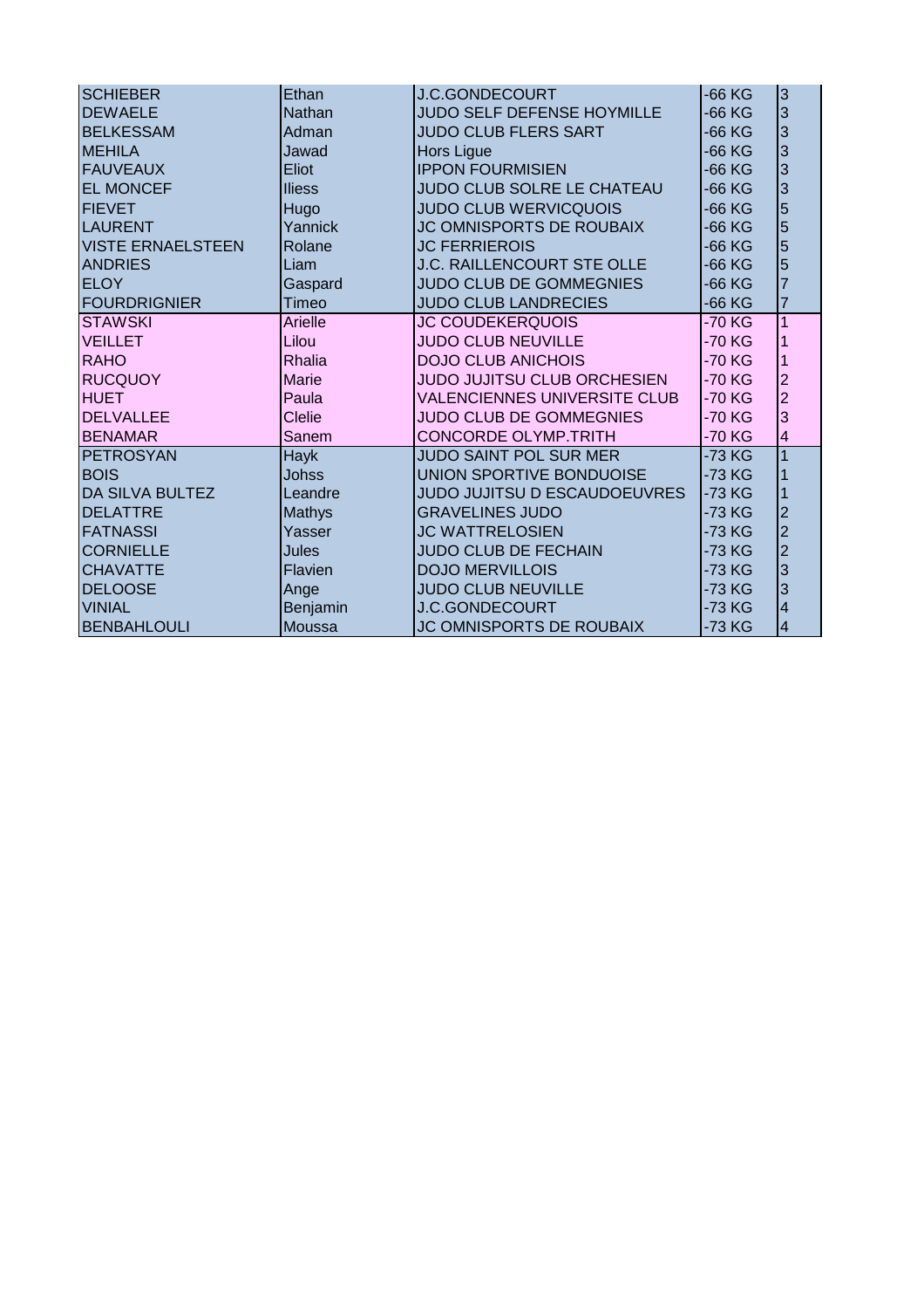| | | | | |
|---|---|---|---|---|
| SCHIEBER | Ethan | J.C.GONDECOURT | -66 KG | 3 |
| DEWAELE | Nathan | JUDO SELF DEFENSE HOYMILLE | -66 KG | 3 |
| BELKESSAM | Adman | JUDO CLUB FLERS SART | -66 KG | 3 |
| MEHILA | Jawad | Hors Ligue | -66 KG | 3 |
| FAUVEAUX | Eliot | IPPON FOURMISIEN | -66 KG | 3 |
| EL MONCEF | Iliess | JUDO CLUB SOLRE LE CHATEAU | -66 KG | 3 |
| FIEVET | Hugo | JUDO CLUB WERVICQUOIS | -66 KG | 5 |
| LAURENT | Yannick | JC OMNISPORTS DE ROUBAIX | -66 KG | 5 |
| VISTE ERNAELSTEEN | Rolane | JC FERRIEROIS | -66 KG | 5 |
| ANDRIES | Liam | J.C. RAILLENCOURT STE OLLE | -66 KG | 5 |
| ELOY | Gaspard | JUDO CLUB DE GOMMEGNIES | -66 KG | 7 |
| FOURDRIGNIER | Timeo | JUDO CLUB LANDRECIES | -66 KG | 7 |
| STAWSKI | Arielle | JC COUDEKERQUOIS | -70 KG | 1 |
| VEILLET | Lilou | JUDO CLUB NEUVILLE | -70 KG | 1 |
| RAHO | Rhalia | DOJO CLUB ANICHOIS | -70 KG | 1 |
| RUCQUOY | Marie | JUDO JUJITSU CLUB ORCHESIEN | -70 KG | 2 |
| HUET | Paula | VALENCIENNES UNIVERSITE CLUB | -70 KG | 2 |
| DELVALLEE | Clelie | JUDO CLUB DE GOMMEGNIES | -70 KG | 3 |
| BENAMAR | Sanem | CONCORDE OLYMP.TRITH | -70 KG | 4 |
| PETROSYAN | Hayk | JUDO SAINT POL SUR MER | -73 KG | 1 |
| BOIS | Johss | UNION SPORTIVE BONDUOISE | -73 KG | 1 |
| DA SILVA BULTEZ | Leandre | JUDO JUJITSU D ESCAUDOEUVRES | -73 KG | 1 |
| DELATTRE | Mathys | GRAVELINES JUDO | -73 KG | 2 |
| FATNASSI | Yasser | JC WATTRELOSIEN | -73 KG | 2 |
| CORNIELLE | Jules | JUDO CLUB DE FECHAIN | -73 KG | 2 |
| CHAVATTE | Flavien | DOJO MERVILLOIS | -73 KG | 3 |
| DELOOSE | Ange | JUDO CLUB NEUVILLE | -73 KG | 3 |
| VINIAL | Benjamin | J.C.GONDECOURT | -73 KG | 4 |
| BENBAHLOULI | Moussa | JC OMNISPORTS DE ROUBAIX | -73 KG | 4 |